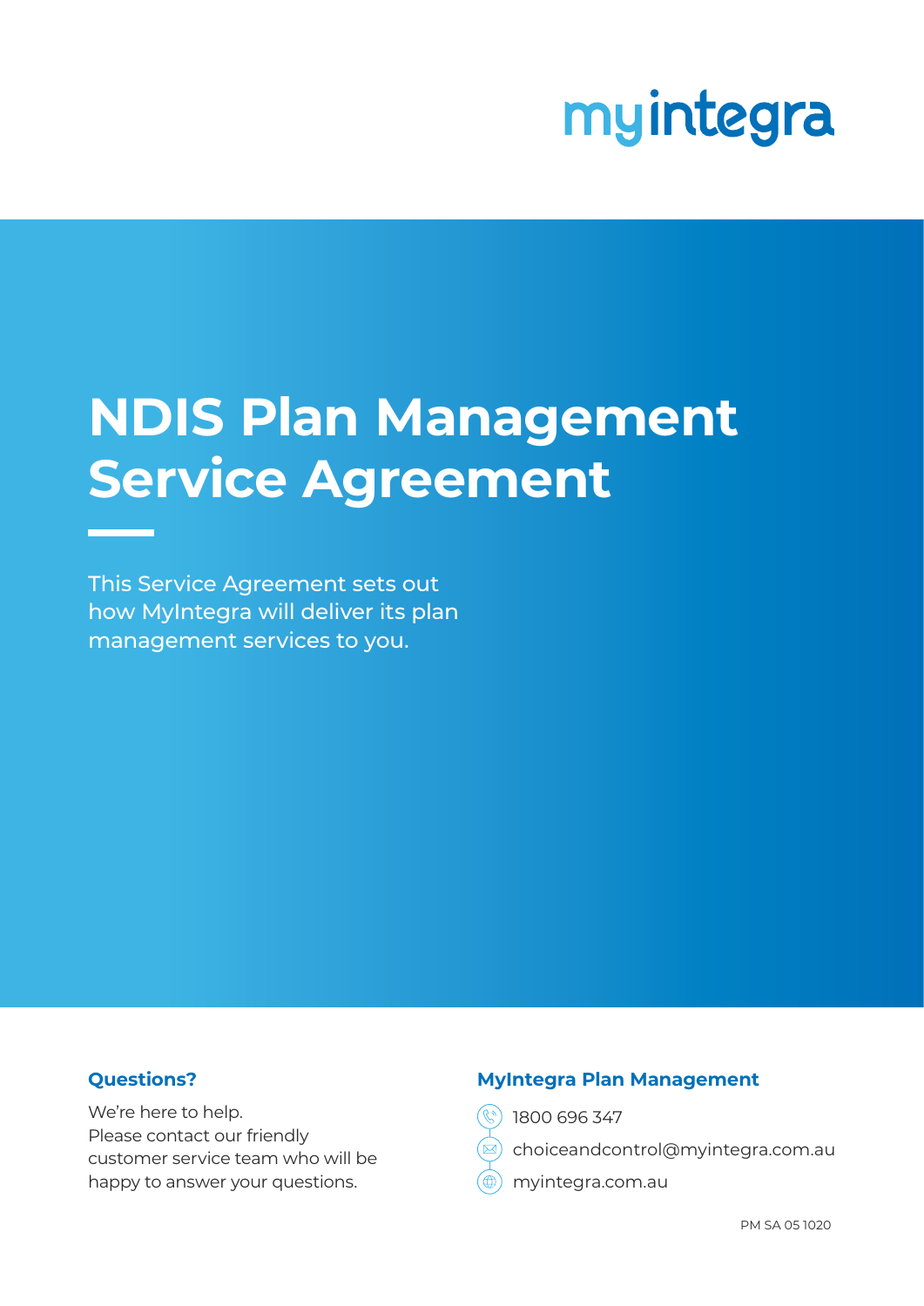myintegra

# NDIS Plan Management Service Agreement

This Service Agreement sets out how MyIntegra will deliver its plan management services to you.

### Questions?

We're here to help.
Please contact our friendly customer service team who will be happy to answer your questions.

### MyIntegra Plan Management

1800 696 347

choiceandcontrol@myintegra.com.au

myintegra.com.au

PM SA 05 1020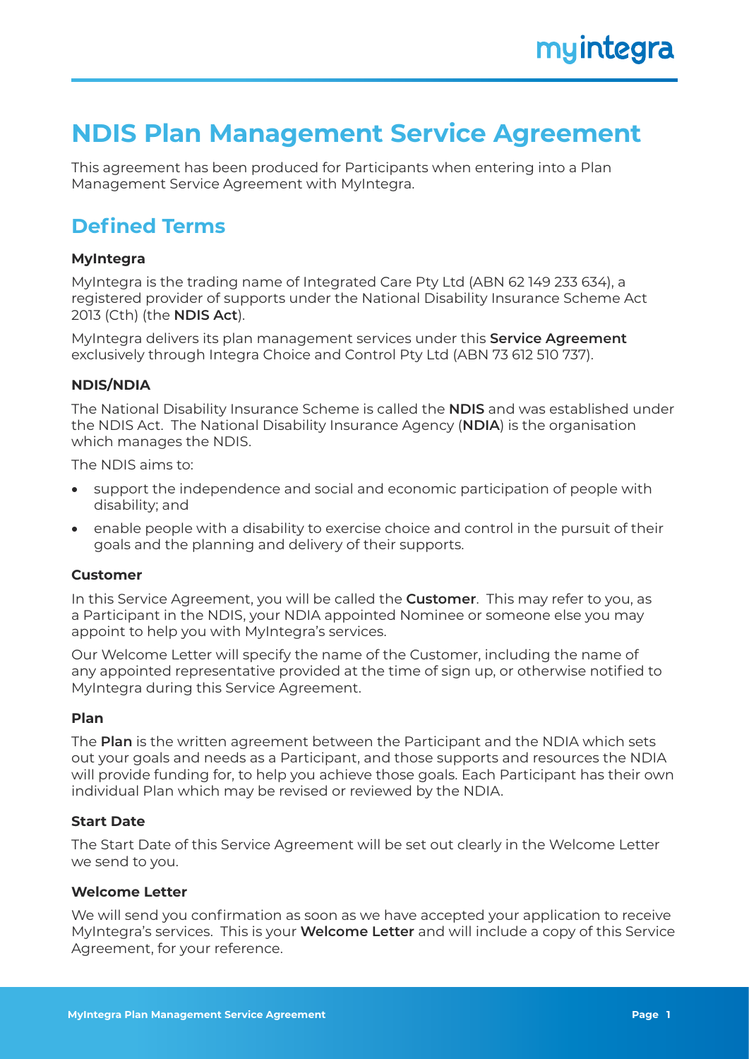# NDIS Plan Management Service Agreement

This agreement has been produced for Participants when entering into a Plan Management Service Agreement with MyIntegra.

## Defined Terms

### MyIntegra

MyIntegra is the trading name of Integrated Care Pty Ltd (ABN 62 149 233 634), a registered provider of supports under the National Disability Insurance Scheme Act 2013 (Cth) (the **NDIS Act**).

MyIntegra delivers its plan management services under this **Service Agreement** exclusively through Integra Choice and Control Pty Ltd (ABN 73 612 510 737).

### NDIS/NDIA

The National Disability Insurance Scheme is called the **NDIS** and was established under the NDIS Act. The National Disability Insurance Agency (**NDIA**) is the organisation which manages the NDIS.

The NDIS aims to:

- support the independence and social and economic participation of people with disability; and
- enable people with a disability to exercise choice and control in the pursuit of their goals and the planning and delivery of their supports.

### Customer

In this Service Agreement, you will be called the **Customer**. This may refer to you, as a Participant in the NDIS, your NDIA appointed Nominee or someone else you may appoint to help you with MyIntegra's services.

Our Welcome Letter will specify the name of the Customer, including the name of any appointed representative provided at the time of sign up, or otherwise notified to MyIntegra during this Service Agreement.

### Plan

The **Plan** is the written agreement between the Participant and the NDIA which sets out your goals and needs as a Participant, and those supports and resources the NDIA will provide funding for, to help you achieve those goals. Each Participant has their own individual Plan which may be revised or reviewed by the NDIA.

### Start Date

The Start Date of this Service Agreement will be set out clearly in the Welcome Letter we send to you.

### Welcome Letter

We will send you confirmation as soon as we have accepted your application to receive MyIntegra's services. This is your **Welcome Letter** and will include a copy of this Service Agreement, for your reference.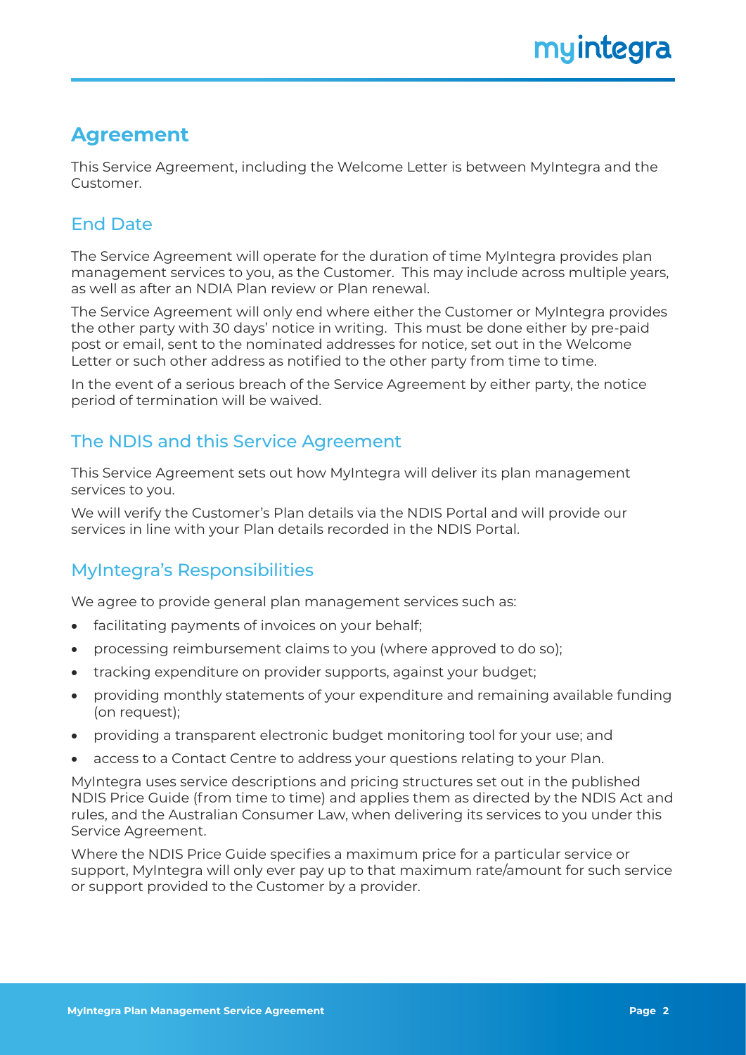## Agreement

This Service Agreement, including the Welcome Letter is between MyIntegra and the Customer.

### End Date

The Service Agreement will operate for the duration of time MyIntegra provides plan management services to you, as the Customer. This may include across multiple years, as well as after an NDIA Plan review or Plan renewal.

The Service Agreement will only end where either the Customer or MyIntegra provides the other party with 30 days' notice in writing. This must be done either by pre-paid post or email, sent to the nominated addresses for notice, set out in the Welcome Letter or such other address as notified to the other party from time to time.

In the event of a serious breach of the Service Agreement by either party, the notice period of termination will be waived.

### The NDIS and this Service Agreement

This Service Agreement sets out how MyIntegra will deliver its plan management services to you.

We will verify the Customer's Plan details via the NDIS Portal and will provide our services in line with your Plan details recorded in the NDIS Portal.

### MyIntegra's Responsibilities

We agree to provide general plan management services such as:

- facilitating payments of invoices on your behalf;
- processing reimbursement claims to you (where approved to do so);
- tracking expenditure on provider supports, against your budget;
- providing monthly statements of your expenditure and remaining available funding (on request);
- providing a transparent electronic budget monitoring tool for your use; and
- access to a Contact Centre to address your questions relating to your Plan.

MyIntegra uses service descriptions and pricing structures set out in the published NDIS Price Guide (from time to time) and applies them as directed by the NDIS Act and rules, and the Australian Consumer Law, when delivering its services to you under this Service Agreement.

Where the NDIS Price Guide specifies a maximum price for a particular service or support, MyIntegra will only ever pay up to that maximum rate/amount for such service or support provided to the Customer by a provider.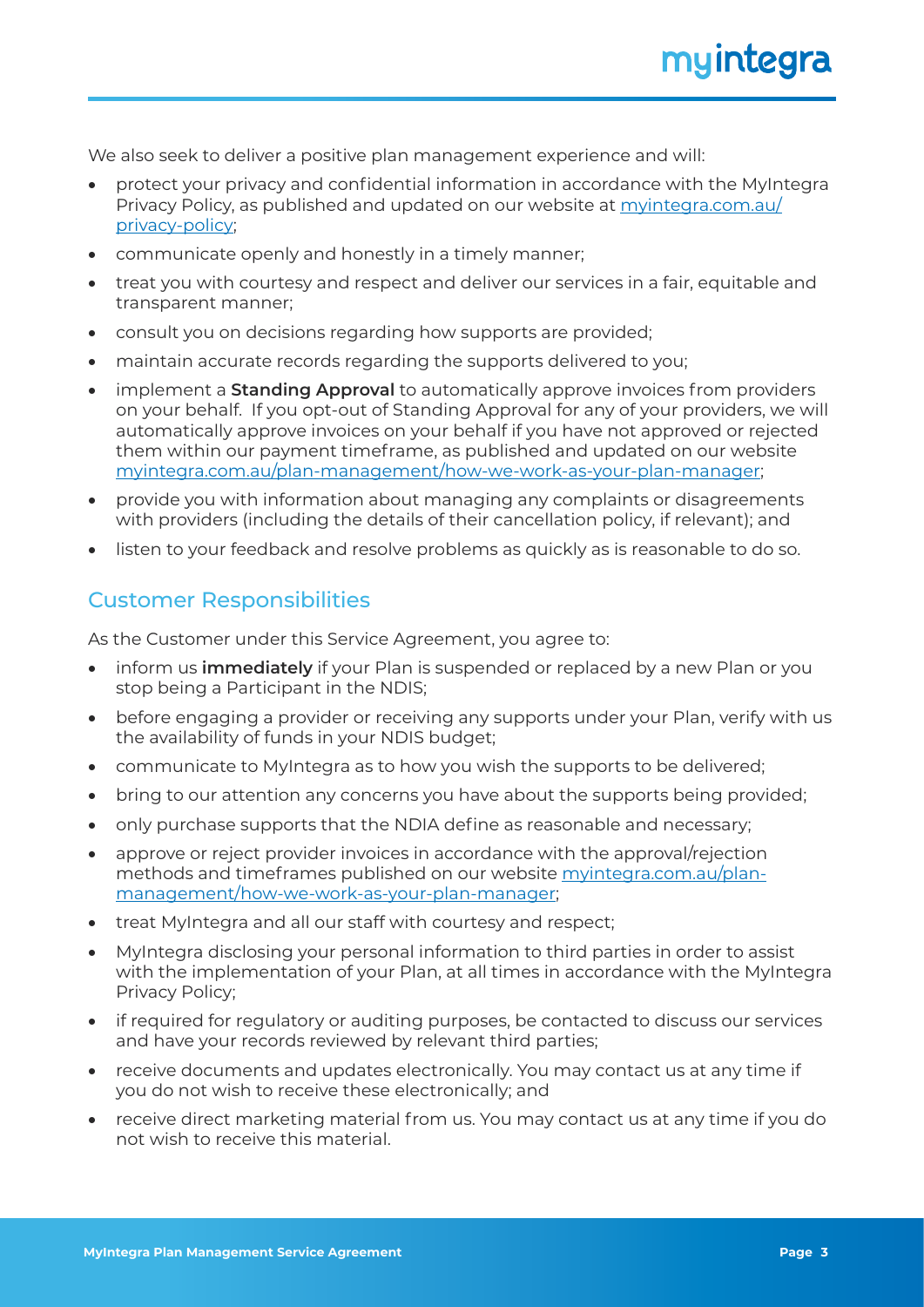We also seek to deliver a positive plan management experience and will:

- protect your privacy and confidential information in accordance with the MyIntegra Privacy Policy, as published and updated on our website at [myintegra.com.au/privacy-policy](myintegra.com.au/privacy-policy);
- communicate openly and honestly in a timely manner;
- treat you with courtesy and respect and deliver our services in a fair, equitable and transparent manner;
- consult you on decisions regarding how supports are provided;
- maintain accurate records regarding the supports delivered to you;
- implement a **Standing Approval** to automatically approve invoices from providers on your behalf. If you opt-out of Standing Approval for any of your providers, we will automatically approve invoices on your behalf if you have not approved or rejected them within our payment timeframe, as published and updated on our website [myintegra.com.au/plan-management/how-we-work-as-your-plan-manager](myintegra.com.au/plan-management/how-we-work-as-your-plan-manager);
- provide you with information about managing any complaints or disagreements with providers (including the details of their cancellation policy, if relevant); and
- listen to your feedback and resolve problems as quickly as is reasonable to do so.

## Customer Responsibilities

As the Customer under this Service Agreement, you agree to:

- inform us **immediately** if your Plan is suspended or replaced by a new Plan or you stop being a Participant in the NDIS;
- before engaging a provider or receiving any supports under your Plan, verify with us the availability of funds in your NDIS budget;
- communicate to MyIntegra as to how you wish the supports to be delivered;
- bring to our attention any concerns you have about the supports being provided;
- only purchase supports that the NDIA define as reasonable and necessary;
- approve or reject provider invoices in accordance with the approval/rejection methods and timeframes published on our website [myintegra.com.au/plan-management/how-we-work-as-your-plan-manager](myintegra.com.au/plan-management/how-we-work-as-your-plan-manager);
- treat MyIntegra and all our staff with courtesy and respect;
- MyIntegra disclosing your personal information to third parties in order to assist with the implementation of your Plan, at all times in accordance with the MyIntegra Privacy Policy;
- if required for regulatory or auditing purposes, be contacted to discuss our services and have your records reviewed by relevant third parties;
- receive documents and updates electronically. You may contact us at any time if you do not wish to receive these electronically; and
- receive direct marketing material from us. You may contact us at any time if you do not wish to receive this material.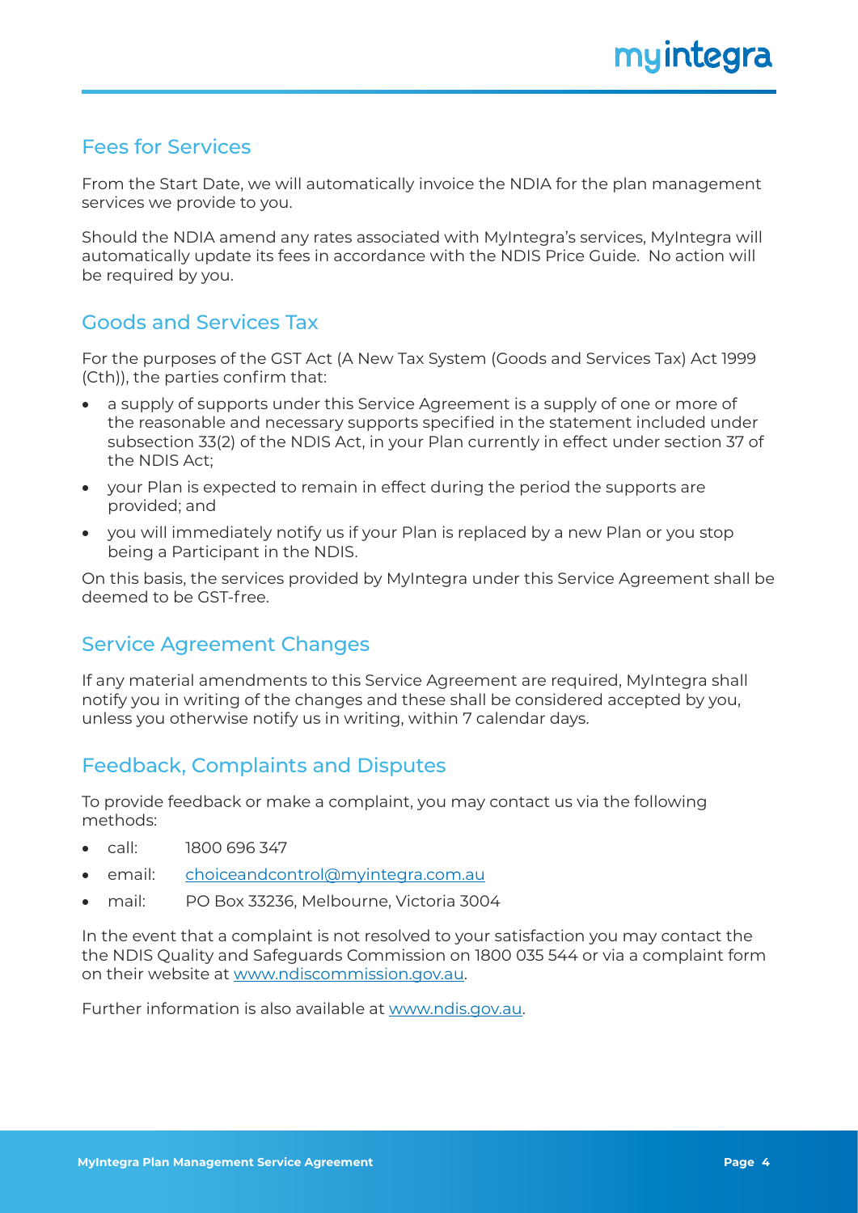## Fees for Services

From the Start Date, we will automatically invoice the NDIA for the plan management services we provide to you.

Should the NDIA amend any rates associated with MyIntegra's services, MyIntegra will automatically update its fees in accordance with the NDIS Price Guide. No action will be required by you.

## Goods and Services Tax

For the purposes of the GST Act (A New Tax System (Goods and Services Tax) Act 1999 (Cth)), the parties confirm that:

- a supply of supports under this Service Agreement is a supply of one or more of the reasonable and necessary supports specified in the statement included under subsection 33(2) of the NDIS Act, in your Plan currently in effect under section 37 of the NDIS Act;
- your Plan is expected to remain in effect during the period the supports are provided; and
- you will immediately notify us if your Plan is replaced by a new Plan or you stop being a Participant in the NDIS.

On this basis, the services provided by MyIntegra under this Service Agreement shall be deemed to be GST-free.

## Service Agreement Changes

If any material amendments to this Service Agreement are required, MyIntegra shall notify you in writing of the changes and these shall be considered accepted by you, unless you otherwise notify us in writing, within 7 calendar days.

## Feedback, Complaints and Disputes

To provide feedback or make a complaint, you may contact us via the following methods:

- call: 1800 696 347
- email: choiceandcontrol@myintegra.com.au
- mail: PO Box 33236, Melbourne, Victoria 3004

In the event that a complaint is not resolved to your satisfaction you may contact the the NDIS Quality and Safeguards Commission on 1800 035 544 or via a complaint form on their website at www.ndiscommission.gov.au.

Further information is also available at www.ndis.gov.au.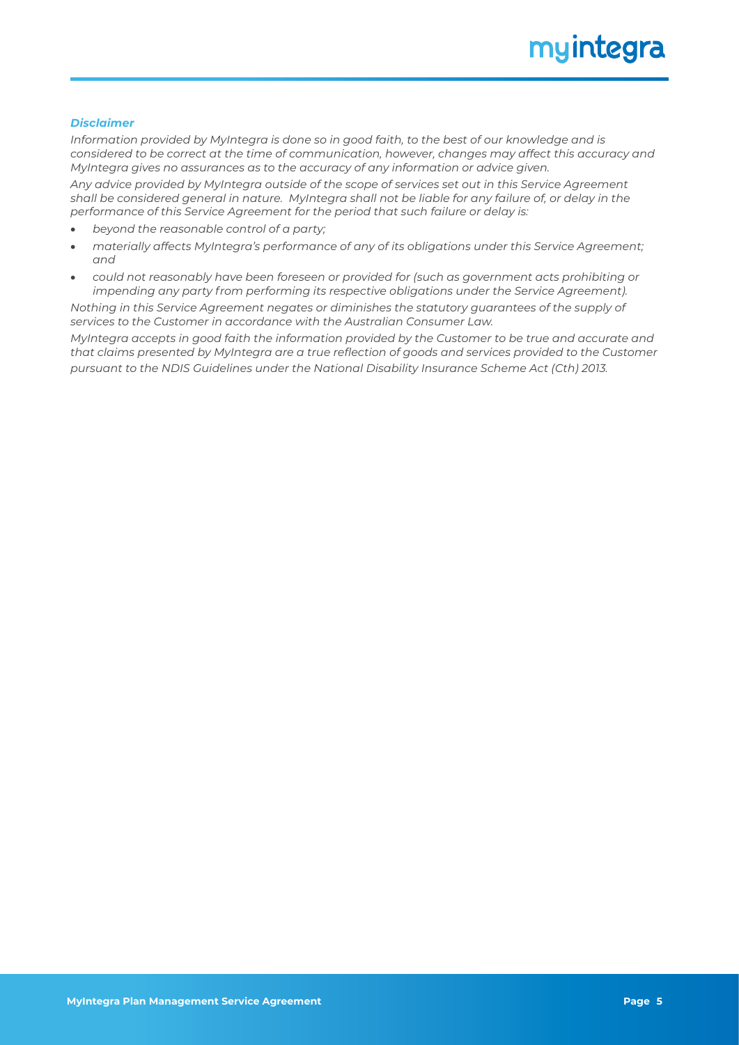***Disclaimer***

*Information provided by MyIntegra is done so in good faith, to the best of our knowledge and is considered to be correct at the time of communication, however, changes may affect this accuracy and MyIntegra gives no assurances as to the accuracy of any information or advice given.*

*Any advice provided by MyIntegra outside of the scope of services set out in this Service Agreement shall be considered general in nature. MyIntegra shall not be liable for any failure of, or delay in the performance of this Service Agreement for the period that such failure or delay is:*

- *beyond the reasonable control of a party;*
- *materially affects MyIntegra's performance of any of its obligations under this Service Agreement; and*
- *could not reasonably have been foreseen or provided for (such as government acts prohibiting or impending any party from performing its respective obligations under the Service Agreement).*

*Nothing in this Service Agreement negates or diminishes the statutory guarantees of the supply of services to the Customer in accordance with the Australian Consumer Law.*

*MyIntegra accepts in good faith the information provided by the Customer to be true and accurate and that claims presented by MyIntegra are a true reflection of goods and services provided to the Customer pursuant to the NDIS Guidelines under the National Disability Insurance Scheme Act (Cth) 2013.*